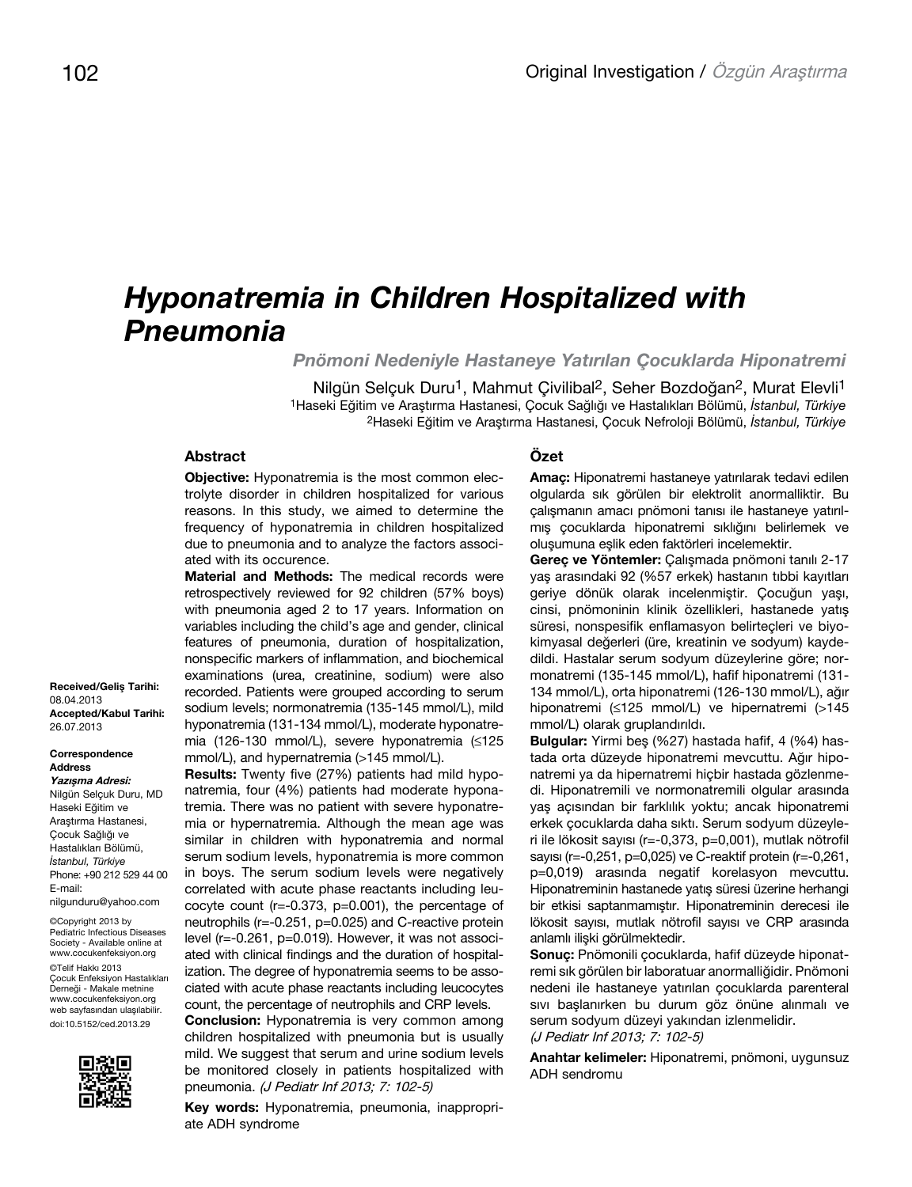Original Investigation / *Özgün Araştırma*

# *Hyponatremia in Children Hospitalized with Pneumonia*

## *Pnömoni Nedeniyle Hastaneye Yatırılan Çocuklarda Hiponatremi*

Nilgün Selçuk Duru[1], Mahmut Çivilibal[2], Seher Bozdoğan[2], Murat Elevli[1]

[1]Haseki Eğitim ve Araştırma Hastanesi, Çocuk Sağlığı ve Hastalıkları Bölümü, *İstanbul, Türkiye*
[2]Haseki Eğitim ve Araştırma Hastanesi, Çocuk Nefroloji Bölümü, *İstanbul, Türkiye*

### Abstract

**Objective:** Hyponatremia is the most common electrolyte disorder in children hospitalized for various reasons. In this study, we aimed to determine the frequency of hyponatremia in children hospitalized due to pneumonia and to analyze the factors associated with its occurence.

**Material and Methods:** The medical records were retrospectively reviewed for 92 children (57% boys) with pneumonia aged 2 to 17 years. Information on variables including the child's age and gender, clinical features of pneumonia, duration of hospitalization, nonspecific markers of inflammation, and biochemical examinations (urea, creatinine, sodium) were also recorded. Patients were grouped according to serum sodium levels; normonatremia (135-145 mmol/L), mild hyponatremia (131-134 mmol/L), moderate hyponatremia (126-130 mmol/L), severe hyponatremia (≤125 mmol/L), and hypernatremia (>145 mmol/L).

**Results:** Twenty five (27%) patients had mild hyponatremia, four (4%) patients had moderate hyponatremia. There was no patient with severe hyponatremia or hypernatremia. Although the mean age was similar in children with hyponatremia and normal serum sodium levels, hyponatremia is more common in boys. The serum sodium levels were negatively correlated with acute phase reactants including leucocyte count ($r=-0.373$, $p=0.001$), the percentage of neutrophils ($r=-0.251$, $p=0.025$) and C-reactive protein level ($r=-0.261$, $p=0.019$). However, it was not associated with clinical findings and the duration of hospitalization. The degree of hyponatremia seems to be associated with acute phase reactants including leucocytes count, the percentage of neutrophils and CRP levels.

**Conclusion:** Hyponatremia is very common among children hospitalized with pneumonia but is usually mild. We suggest that serum and urine sodium levels be monitored closely in patients hospitalized with pneumonia. *(J Pediatr Inf 2013; 7: 102-5)*

**Key words:** Hyponatremia, pneumonia, inappropriate ADH syndrome

### Özet

**Amaç:** Hiponatremi hastaneye yatırılarak tedavi edilen olgularda sık görülen bir elektrolit anormalliktir. Bu çalışmanın amacı pnömoni tanısı ile hastaneye yatırılmış çocuklarda hiponatremi sıklığını belirlemek ve oluşumuna eşlik eden faktörleri incelemektir.

**Gereç ve Yöntemler:** Çalışmada pnömoni tanılı 2-17 yaş arasındaki 92 (%57 erkek) hastanın tıbbi kayıtları geriye dönük olarak incelenmiştir. Çocuğun yaşı, cinsi, pnömoninin klinik özellikleri, hastanede yatış süresi, nonspesifik enflamasyon belirteçleri ve biyokimyasal değerleri (üre, kreatinin ve sodyum) kaydedildi. Hastalar serum sodyum düzeylerine göre; normonatremi (135-145 mmol/L), hafif hiponatremi (131-134 mmol/L), orta hiponatremi (126-130 mmol/L), ağır hiponatremi (≤125 mmol/L) ve hipernatremi (>145 mmol/L) olarak gruplandırıldı.

**Bulgular:** Yirmi beş (%27) hastada hafif, 4 (%4) hastada orta düzeyde hiponatremi mevcuttu. Ağır hiponatremi ya da hipernatremi hiçbir hastada gözlenmedi. Hiponatremili ve normonatremili olgular arasında yaş açısından bir farklılık yoktu; ancak hiponatremi erkek çocuklarda daha sıktı. Serum sodyum düzeyleri ile lökosit sayısı ($r=-0,373$, $p=0,001$), mutlak nötrofil sayısı ($r=-0,251$, $p=0,025$) ve C-reaktif protein ($r=-0,261$, $p=0,019$) arasında negatif korelasyon mevcuttu. Hiponatreminin hastanede yatış süresi üzerine herhangi bir etkisi saptanmamıştır. Hiponatreminin derecesi ile lökosit sayısı, mutlak nötrofil sayısı ve CRP arasında anlamlı ilişki görülmektedir.

**Sonuç:** Pnömonili çocuklarda, hafif düzeyde hiponatremi sık görülen bir laboratuar anormalliğidir. Pnömoni nedeni ile hastaneye yatırılan çocuklarda parenteral sıvı başlanırken bu durum göz önüne alınmalı ve serum sodyum düzeyi yakından izlenmelidir. *(J Pediatr Inf 2013; 7: 102-5)*

**Anahtar kelimeler:** Hiponatremi, pnömoni, uygunsuz ADH sendromu

**Received/Geliş Tarihi:** 08.04.2013
**Accepted/Kabul Tarihi:** 26.07.2013

**Correspondence Address**
***Yazışma Adresi:***
Nilgün Selçuk Duru, MD
Haseki Eğitim ve Araştırma Hastanesi, Çocuk Sağlığı ve Hastalıkları Bölümü, *İstanbul, Türkiye*
Phone: +90 212 529 44 00
E-mail: nilgunduru@yahoo.com

©Copyright 2013 by Pediatric Infectious Diseases Society - Available online at www.cocukenfeksiyon.org
©Telif Hakkı 2013 Çocuk Enfeksiyon Hastalıkları Derneği - Makale metnine www.cocukenfeksiyon.org web sayfasından ulaşılabilir.
doi:10.5152/ced.2013.29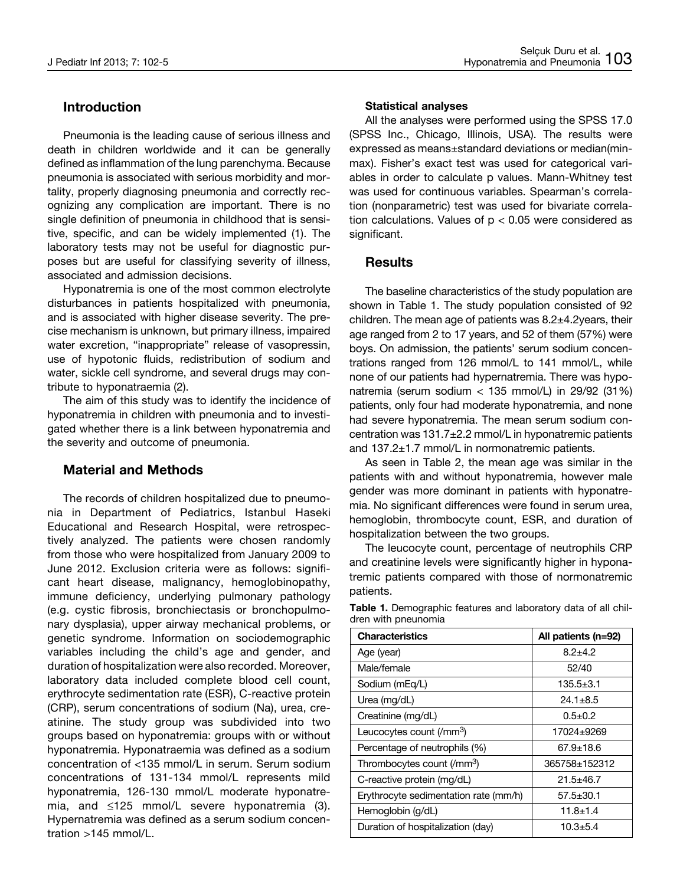## Introduction

Pneumonia is the leading cause of serious illness and death in children worldwide and it can be generally defined as inflammation of the lung parenchyma. Because pneumonia is associated with serious morbidity and mortality, properly diagnosing pneumonia and correctly recognizing any complication are important. There is no single definition of pneumonia in childhood that is sensitive, specific, and can be widely implemented (1). The laboratory tests may not be useful for diagnostic purposes but are useful for classifying severity of illness, associated and admission decisions.

Hyponatremia is one of the most common electrolyte disturbances in patients hospitalized with pneumonia, and is associated with higher disease severity. The precise mechanism is unknown, but primary illness, impaired water excretion, "inappropriate" release of vasopressin, use of hypotonic fluids, redistribution of sodium and water, sickle cell syndrome, and several drugs may contribute to hyponatraemia (2).

The aim of this study was to identify the incidence of hyponatremia in children with pneumonia and to investigated whether there is a link between hyponatremia and the severity and outcome of pneumonia.

## Material and Methods

The records of children hospitalized due to pneumonia in Department of Pediatrics, Istanbul Haseki Educational and Research Hospital, were retrospectively analyzed. The patients were chosen randomly from those who were hospitalized from January 2009 to June 2012. Exclusion criteria were as follows: significant heart disease, malignancy, hemoglobinopathy, immune deficiency, underlying pulmonary pathology (e.g. cystic fibrosis, bronchiectasis or bronchopulmonary dysplasia), upper airway mechanical problems, or genetic syndrome. Information on sociodemographic variables including the child's age and gender, and duration of hospitalization were also recorded. Moreover, laboratory data included complete blood cell count, erythrocyte sedimentation rate (ESR), C-reactive protein (CRP), serum concentrations of sodium (Na), urea, creatinine. The study group was subdivided into two groups based on hyponatremia: groups with or without hyponatremia. Hyponatraemia was defined as a sodium concentration of <135 mmol/L in serum. Serum sodium concentrations of 131-134 mmol/L represents mild hyponatremia, 126-130 mmol/L moderate hyponatremia, and ≤125 mmol/L severe hyponatremia (3). Hypernatremia was defined as a serum sodium concentration >145 mmol/L.

### Statistical analyses

All the analyses were performed using the SPSS 17.0 (SPSS Inc., Chicago, Illinois, USA). The results were expressed as means±standard deviations or median(min-max). Fisher's exact test was used for categorical variables in order to calculate p values. Mann-Whitney test was used for continuous variables. Spearman's correlation (nonparametric) test was used for bivariate correlation calculations. Values of $p < 0.05$ were considered as significant.

## Results

The baseline characteristics of the study population are shown in Table 1. The study population consisted of 92 children. The mean age of patients was 8.2±4.2years, their age ranged from 2 to 17 years, and 52 of them (57%) were boys. On admission, the patients' serum sodium concentrations ranged from 126 mmol/L to 141 mmol/L, while none of our patients had hypernatremia. There was hyponatremia (serum sodium < 135 mmol/L) in 29/92 (31%) patients, only four had moderate hyponatremia, and none had severe hyponatremia. The mean serum sodium concentration was 131.7±2.2 mmol/L in hyponatremic patients and 137.2±1.7 mmol/L in normonatremic patients.

As seen in Table 2, the mean age was similar in the patients with and without hyponatremia, however male gender was more dominant in patients with hyponatremia. No significant differences were found in serum urea, hemoglobin, thrombocyte count, ESR, and duration of hospitalization between the two groups.

The leucocyte count, percentage of neutrophils CRP and creatinine levels were significantly higher in hyponatremic patients compared with those of normonatremic patients.

**Table 1.** Demographic features and laboratory data of all children with pneumonia

| Characteristics | All patients (n=92) |
|---|---|
| Age (year) | 8.2±4.2 |
| Male/female | 52/40 |
| Sodium (mEq/L) | 135.5±3.1 |
| Urea (mg/dL) | 24.1±8.5 |
| Creatinine (mg/dL) | 0.5±0.2 |
| Leucocytes count (/mm$^3$) | 17024±9269 |
| Percentage of neutrophils (%) | 67.9±18.6 |
| Thrombocytes count (/mm$^3$) | 365758±152312 |
| C-reactive protein (mg/dL) | 21.5±46.7 |
| Erythrocyte sedimentation rate (mm/h) | 57.5±30.1 |
| Hemoglobin (g/dL) | 11.8±1.4 |
| Duration of hospitalization (day) | 10.3±5.4 |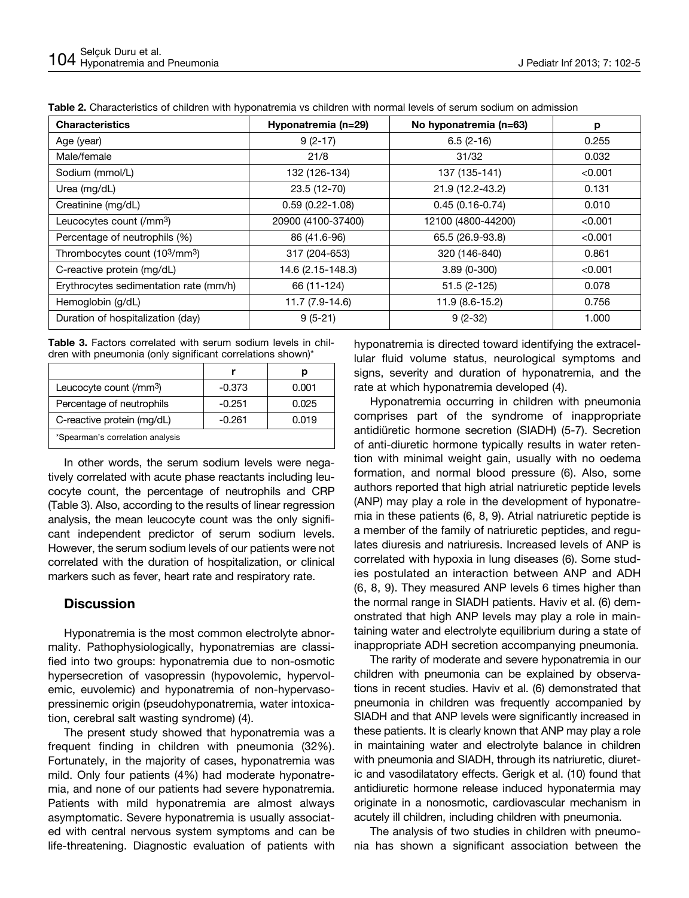**Table 2.** Characteristics of children with hyponatremia vs children with normal levels of serum sodium on admission

| Characteristics | Hyponatremia (n=29) | No hyponatremia (n=63) | p |
|---|---|---|---|
| Age (year) | 9 (2-17) | 6.5 (2-16) | 0.255 |
| Male/female | 21/8 | 31/32 | 0.032 |
| Sodium (mmol/L) | 132 (126-134) | 137 (135-141) | <0.001 |
| Urea (mg/dL) | 23.5 (12-70) | 21.9 (12.2-43.2) | 0.131 |
| Creatinine (mg/dL) | 0.59 (0.22-1.08) | 0.45 (0.16-0.74) | 0.010 |
| Leucocytes count (/mm$^3$) | 20900 (4100-37400) | 12100 (4800-44200) | <0.001 |
| Percentage of neutrophils (%) | 86 (41.6-96) | 65.5 (26.9-93.8) | <0.001 |
| Thrombocytes count (10$^3$/mm$^3$) | 317 (204-653) | 320 (146-840) | 0.861 |
| C-reactive protein (mg/dL) | 14.6 (2.15-148.3) | 3.89 (0-300) | <0.001 |
| Erythrocytes sedimentation rate (mm/h) | 66 (11-124) | 51.5 (2-125) | 0.078 |
| Hemoglobin (g/dL) | 11.7 (7.9-14.6) | 11.9 (8.6-15.2) | 0.756 |
| Duration of hospitalization (day) | 9 (5-21) | 9 (2-32) | 1.000 |

**Table 3.** Factors correlated with serum sodium levels in children with pneumonia (only significant correlations shown)*

| | r | p |
|---|---|---|
| Leucocyte count (/mm$^3$) | -0.373 | 0.001 |
| Percentage of neutrophils | -0.251 | 0.025 |
| C-reactive protein (mg/dL) | -0.261 | 0.019 |

*Spearman's correlation analysis

In other words, the serum sodium levels were negatively correlated with acute phase reactants including leucocyte count, the percentage of neutrophils and CRP (Table 3). Also, according to the results of linear regression analysis, the mean leucocyte count was the only significant independent predictor of serum sodium levels. However, the serum sodium levels of our patients were not correlated with the duration of hospitalization, or clinical markers such as fever, heart rate and respiratory rate.

## Discussion

Hyponatremia is the most common electrolyte abnormality. Pathophysiologically, hyponatremias are classified into two groups: hyponatremia due to non-osmotic hypersecretion of vasopressin (hypovolemic, hypervolemic, euvolemic) and hyponatremia of non-hypervasopressinemic origin (pseudohyponatremia, water intoxication, cerebral salt wasting syndrome) (4).

The present study showed that hyponatremia was a frequent finding in children with pneumonia (32%). Fortunately, in the majority of cases, hyponatremia was mild. Only four patients (4%) had moderate hyponatremia, and none of our patients had severe hyponatremia. Patients with mild hyponatremia are almost always asymptomatic. Severe hyponatremia is usually associated with central nervous system symptoms and can be life-threatening. Diagnostic evaluation of patients with hyponatremia is directed toward identifying the extracellular fluid volume status, neurological symptoms and signs, severity and duration of hyponatremia, and the rate at which hyponatremia developed (4).

Hyponatremia occurring in children with pneumonia comprises part of the syndrome of inappropriate antidiüretic hormone secretion (SIADH) (5-7). Secretion of anti-diuretic hormone typically results in water retention with minimal weight gain, usually with no oedema formation, and normal blood pressure (6). Also, some authors reported that high atrial natriuretic peptide levels (ANP) may play a role in the development of hyponatremia in these patients (6, 8, 9). Atrial natriuretic peptide is a member of the family of natriuretic peptides, and regulates diuresis and natriuresis. Increased levels of ANP is correlated with hypoxia in lung diseases (6). Some studies postulated an interaction between ANP and ADH (6, 8, 9). They measured ANP levels 6 times higher than the normal range in SIADH patients. Haviv et al. (6) demonstrated that high ANP levels may play a role in maintaining water and electrolyte equilibrium during a state of inappropriate ADH secretion accompanying pneumonia.

The rarity of moderate and severe hyponatremia in our children with pneumonia can be explained by observations in recent studies. Haviv et al. (6) demonstrated that pneumonia in children was frequently accompanied by SIADH and that ANP levels were significantly increased in these patients. It is clearly known that ANP may play a role in maintaining water and electrolyte balance in children with pneumonia and SIADH, through its natriuretic, diuretic and vasodilatatory effects. Gerigk et al. (10) found that antidiuretic hormone release induced hyponatermia may originate in a nonosmotic, cardiovascular mechanism in acutely ill children, including children with pneumonia.

The analysis of two studies in children with pneumonia has shown a significant association between the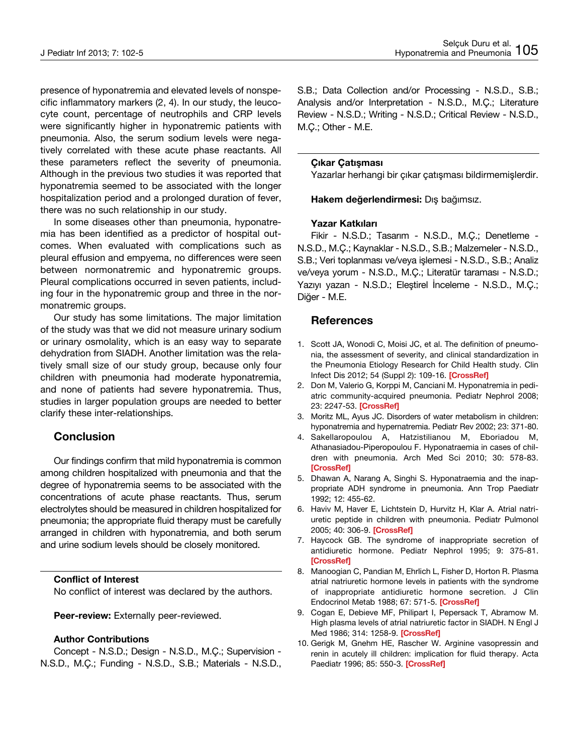presence of hyponatremia and elevated levels of nonspecific inflammatory markers (2, 4). In our study, the leucocyte count, percentage of neutrophils and CRP levels were significantly higher in hyponatremic patients with pneumonia. Also, the serum sodium levels were negatively correlated with these acute phase reactants. All these parameters reflect the severity of pneumonia. Although in the previous two studies it was reported that hyponatremia seemed to be associated with the longer hospitalization period and a prolonged duration of fever, there was no such relationship in our study.

In some diseases other than pneumonia, hyponatremia has been identified as a predictor of hospital outcomes. When evaluated with complications such as pleural effusion and empyema, no differences were seen between normonatremic and hyponatremic groups. Pleural complications occurred in seven patients, including four in the hyponatremic group and three in the normonatremic groups.

Our study has some limitations. The major limitation of the study was that we did not measure urinary sodium or urinary osmolality, which is an easy way to separate dehydration from SIADH. Another limitation was the relatively small size of our study group, because only four children with pneumonia had moderate hyponatremia, and none of patients had severe hyponatremia. Thus, studies in larger population groups are needed to better clarify these inter-relationships.

## Conclusion

Our findings confirm that mild hyponatremia is common among children hospitalized with pneumonia and that the degree of hyponatremia seems to be associated with the concentrations of acute phase reactants. Thus, serum electrolytes should be measured in children hospitalized for pneumonia; the appropriate fluid therapy must be carefully arranged in children with hyponatremia, and both serum and urine sodium levels should be closely monitored.

**Conflict of Interest**

No conflict of interest was declared by the authors.

**Peer-review:** Externally peer-reviewed.

**Author Contributions**

Concept - N.S.D.; Design - N.S.D., M.Ç.; Supervision - N.S.D., M.Ç.; Funding - N.S.D., S.B.; Materials - N.S.D., S.B.; Data Collection and/or Processing - N.S.D., S.B.; Analysis and/or Interpretation - N.S.D., M.Ç.; Literature Review - N.S.D.; Writing - N.S.D.; Critical Review - N.S.D., M.Ç.; Other - M.E.

**Çıkar Çatışması**

Yazarlar herhangi bir çıkar çatışması bildirmemişlerdir.

**Hakem değerlendirmesi:** Dış bağımsız.

**Yazar Katkıları**

Fikir - N.S.D.; Tasarım - N.S.D., M.Ç.; Denetleme - N.S.D., M.Ç.; Kaynaklar - N.S.D., S.B.; Malzemeler - N.S.D., S.B.; Veri toplanması ve/veya işlemesi - N.S.D., S.B.; Analiz ve/veya yorum - N.S.D., M.Ç.; Literatür taraması - N.S.D.; Yazıyı yazan - N.S.D.; Eleştirel İnceleme - N.S.D., M.Ç.; Diğer - M.E.

## References

1. Scott JA, Wonodi C, Moisi JC, et al. The definition of pneumonia, the assessment of severity, and clinical standardization in the Pneumonia Etiology Research for Child Health study. Clin Infect Dis 2012; 54 (Suppl 2): 109-16. [CrossRef]
2. Don M, Valerio G, Korppi M, Canciani M. Hyponatremia in pediatric community-acquired pneumonia. Pediatr Nephrol 2008; 23: 2247-53. [CrossRef]
3. Moritz ML, Ayus JC. Disorders of water metabolism in children: hyponatremia and hypernatremia. Pediatr Rev 2002; 23: 371-80.
4. Sakellaropoulou A, Hatzistilianou M, Eboriadou M, Athanasiadou-Piperopoulou F. Hyponatraemia in cases of children with pneumonia. Arch Med Sci 2010; 30: 578-83. [CrossRef]
5. Dhawan A, Narang A, Singhi S. Hyponatraemia and the inappropriate ADH syndrome in pneumonia. Ann Trop Paediatr 1992; 12: 455-62.
6. Haviv M, Haver E, Lichtstein D, Hurvitz H, Klar A. Atrial natriuretic peptide in children with pneumonia. Pediatr Pulmonol 2005; 40: 306-9. [CrossRef]
7. Haycock GB. The syndrome of inappropriate secretion of antidiuretic hormone. Pediatr Nephrol 1995; 9: 375-81. [CrossRef]
8. Manoogian C, Pandian M, Ehrlich L, Fisher D, Horton R. Plasma atrial natriuretic hormone levels in patients with the syndrome of inappropriate antidiuretic hormone secretion. J Clin Endocrinol Metab 1988; 67: 571-5. [CrossRef]
9. Cogan E, Debieve MF, Philipart I, Pepersack T, Abramow M. High plasma levels of atrial natriuretic factor in SIADH. N Engl J Med 1986; 314: 1258-9. [CrossRef]
10. Gerigk M, Gnehm HE, Rascher W. Arginine vasopressin and renin in acutely ill children: implication for fluid therapy. Acta Paediatr 1996; 85: 550-3. [CrossRef]